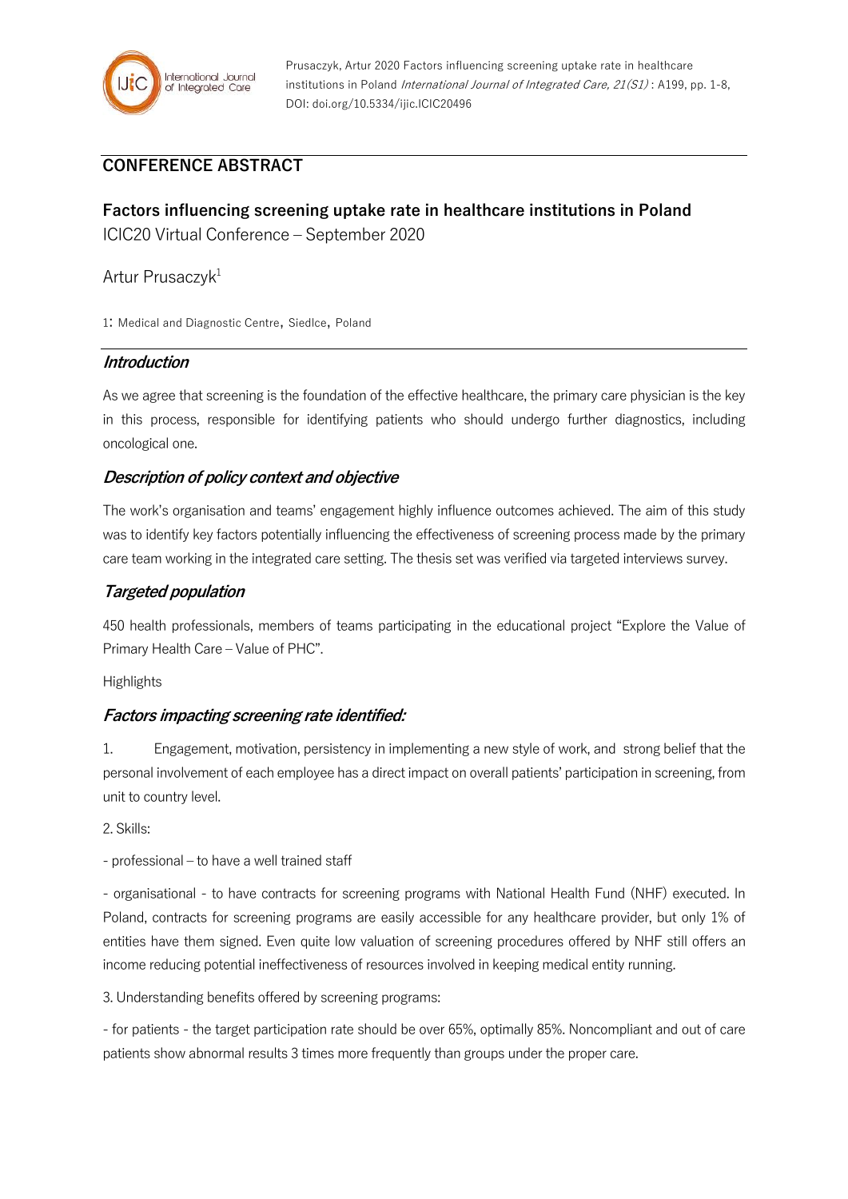Prusaczyk, Artur 2020 Factors influencing screening uptake rate in healthcare institutions in Poland *International Journal of Integrated Care, 21(S1)* : A199, pp. 1-8, DOI: doi.org/10.5334/ijic.ICIC20496

## CONFERENCE ABSTRACT

# Factors influencing screening uptake rate in healthcare institutions in Poland

ICIC20 Virtual Conference – September 2020

Artur Prusaczyk[1]

1: Medical and Diagnostic Centre, Siedlce, Poland

### *Introduction*

As we agree that screening is the foundation of the effective healthcare, the primary care physician is the key in this process, responsible for identifying patients who should undergo further diagnostics, including oncological one.

### *Description of policy context and objective*

The work's organisation and teams' engagement highly influence outcomes achieved. The aim of this study was to identify key factors potentially influencing the effectiveness of screening process made by the primary care team working in the integrated care setting. The thesis set was verified via targeted interviews survey.

### *Targeted population*

450 health professionals, members of teams participating in the educational project "Explore the Value of Primary Health Care – Value of PHC".

Highlights

### *Factors impacting screening rate identified:*

1. Engagement, motivation, persistency in implementing a new style of work, and strong belief that the personal involvement of each employee has a direct impact on overall patients' participation in screening, from unit to country level.

2. Skills:

- professional – to have a well trained staff

- organisational - to have contracts for screening programs with National Health Fund (NHF) executed. In Poland, contracts for screening programs are easily accessible for any healthcare provider, but only 1% of entities have them signed. Even quite low valuation of screening procedures offered by NHF still offers an income reducing potential ineffectiveness of resources involved in keeping medical entity running.

3. Understanding benefits offered by screening programs:

- for patients - the target participation rate should be over 65%, optimally 85%. Noncompliant and out of care patients show abnormal results 3 times more frequently than groups under the proper care.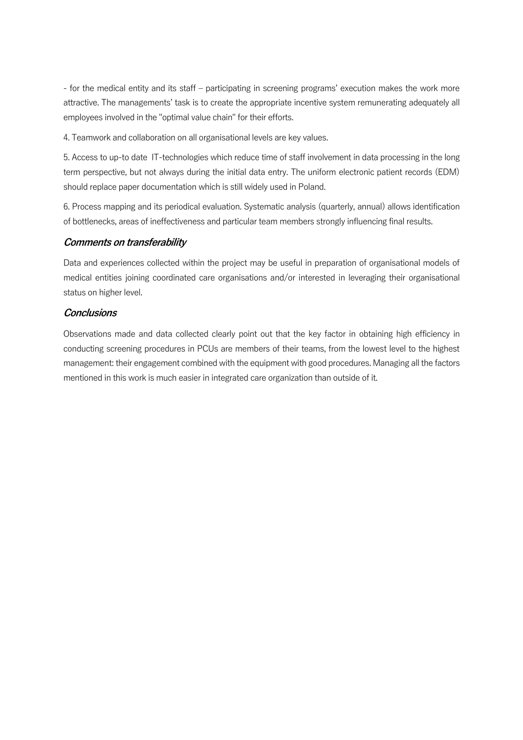- for the medical entity and its staff – participating in screening programs' execution makes the work more attractive. The managements' task is to create the appropriate incentive system remunerating adequately all employees involved in the "optimal value chain" for their efforts.

4. Teamwork and collaboration on all organisational levels are key values.

5. Access to up-to date IT-technologies which reduce time of staff involvement in data processing in the long term perspective, but not always during the initial data entry. The uniform electronic patient records (EDM) should replace paper documentation which is still widely used in Poland.

6. Process mapping and its periodical evaluation. Systematic analysis (quarterly, annual) allows identification of bottlenecks, areas of ineffectiveness and particular team members strongly influencing final results.

### *Comments on transferability*

Data and experiences collected within the project may be useful in preparation of organisational models of medical entities joining coordinated care organisations and/or interested in leveraging their organisational status on higher level.

### *Conclusions*

Observations made and data collected clearly point out that the key factor in obtaining high efficiency in conducting screening procedures in PCUs are members of their teams, from the lowest level to the highest management: their engagement combined with the equipment with good procedures. Managing all the factors mentioned in this work is much easier in integrated care organization than outside of it.